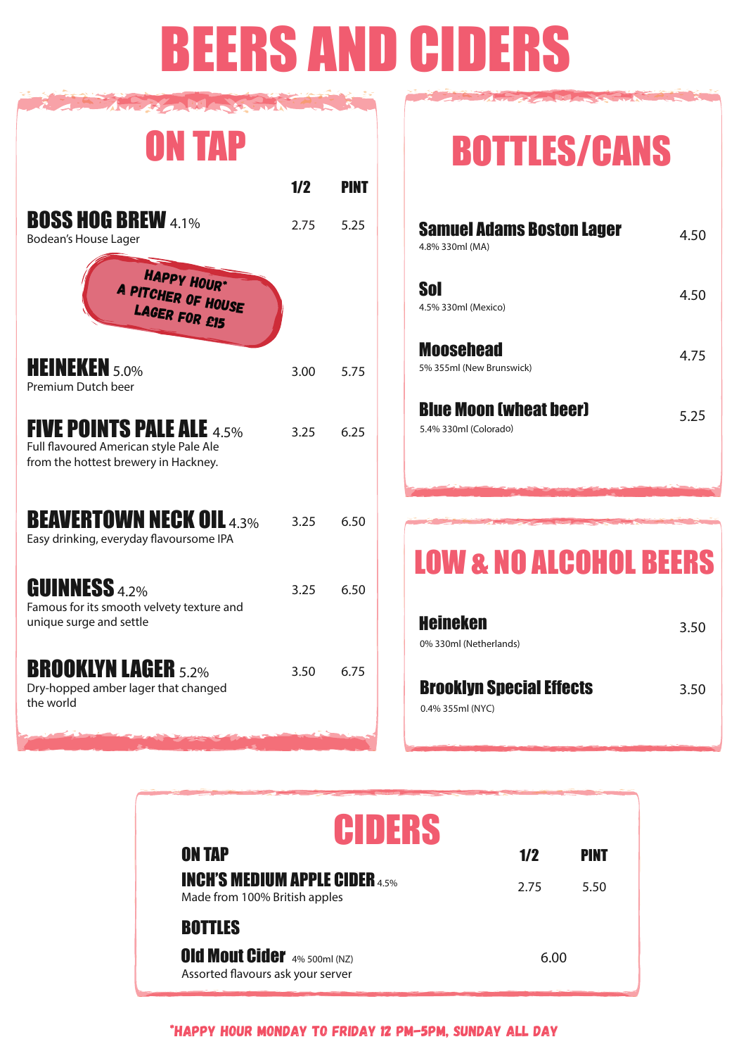# BEERS AND CIDERS

## ON TAP

| | 1/2 | PINT |
|---|---|---|
| **BOSS HOG BREW** 4.1%<br>Bodean's House Lager | 2.75 | 5.25 |
| **HEINEKEN** 5.0%<br>Premium Dutch beer | 3.00 | 5.75 |
| **FIVE POINTS PALE ALE** 4.5%<br>Full flavoured American style Pale Ale from the hottest brewery in Hackney. | 3.25 | 6.25 |
| **BEAVERTOWN NECK OIL** 4.3%<br>Easy drinking, everyday flavoursome IPA | 3.25 | 6.50 |
| **GUINNESS** 4.2%<br>Famous for its smooth velvety texture and unique surge and settle | 3.25 | 6.50 |
| **BROOKLYN LAGER** 5.2%<br>Dry-hopped amber lager that changed the world | 3.50 | 6.75 |

**HAPPY HOUR* A PITCHER OF HOUSE LAGER FOR £15**

## BOTTLES/CANS

| | |
|---|---|
| **Samuel Adams Boston Lager**<br>4.8% 330ml (MA) | 4.50 |
| **Sol**<br>4.5% 330ml (Mexico) | 4.50 |
| **Moosehead**<br>5% 355ml (New Brunswick) | 4.75 |
| **Blue Moon (wheat beer)**<br>5.4% 330ml (Colorado) | 5.25 |

## LOW & NO ALCOHOL BEERS

| | |
|---|---|
| **Heineken**<br>0% 330ml (Netherlands) | 3.50 |
| **Brooklyn Special Effects**<br>0.4% 355ml (NYC) | 3.50 |

## CIDERS

### ON TAP

| | 1/2 | PINT |
|---|---|---|
| **INCH'S MEDIUM APPLE CIDER** 4.5%<br>Made from 100% British apples | 2.75 | 5.50 |

### BOTTLES

| | |
|---|---|
| **Old Mout Cider** 4% 500ml (NZ)<br>Assorted flavours ask your server | 6.00 |

*HAPPY HOUR MONDAY TO FRIDAY 12 PM-5PM, SUNDAY ALL DAY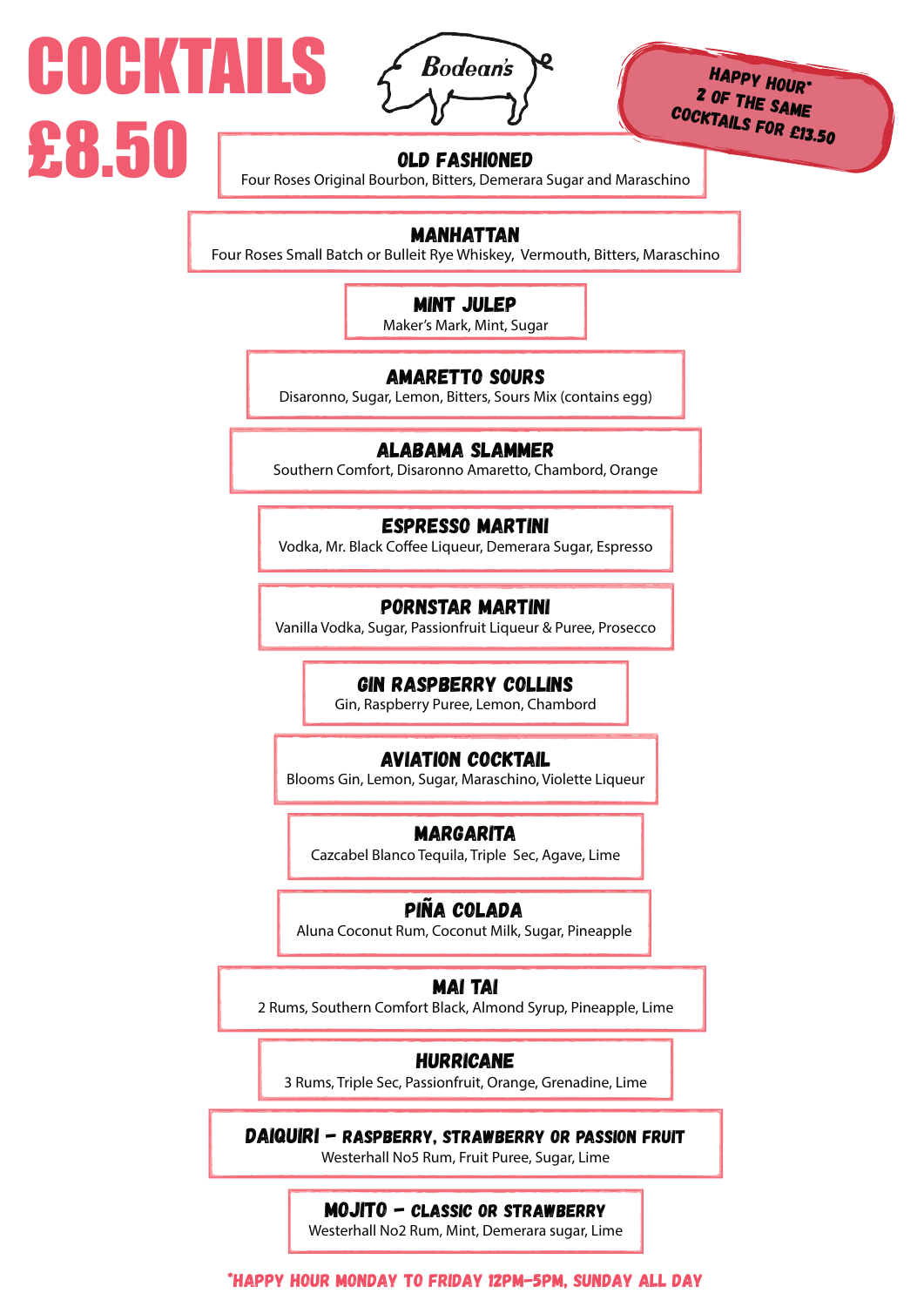# COCKTAILS £8.50

Bodean's

**HAPPY HOUR* 2 OF THE SAME COCKTAILS FOR £13.50**

### OLD FASHIONED
Four Roses Original Bourbon, Bitters, Demerara Sugar and Maraschino

### MANHATTAN
Four Roses Small Batch or Bulleit Rye Whiskey, Vermouth, Bitters, Maraschino

### MINT JULEP
Maker's Mark, Mint, Sugar

### AMARETTO SOURS
Disaronno, Sugar, Lemon, Bitters, Sours Mix (contains egg)

### ALABAMA SLAMMER
Southern Comfort, Disaronno Amaretto, Chambord, Orange

### ESPRESSO MARTINI
Vodka, Mr. Black Coffee Liqueur, Demerara Sugar, Espresso

### PORNSTAR MARTINI
Vanilla Vodka, Sugar, Passionfruit Liqueur & Puree, Prosecco

### GIN RASPBERRY COLLINS
Gin, Raspberry Puree, Lemon, Chambord

### AVIATION COCKTAIL
Blooms Gin, Lemon, Sugar, Maraschino, Violette Liqueur

### MARGARITA
Cazcabel Blanco Tequila, Triple Sec, Agave, Lime

### PIÑA COLADA
Aluna Coconut Rum, Coconut Milk, Sugar, Pineapple

### MAI TAI
2 Rums, Southern Comfort Black, Almond Syrup, Pineapple, Lime

### HURRICANE
3 Rums, Triple Sec, Passionfruit, Orange, Grenadine, Lime

### DAIQUIRI – RASPBERRY, STRAWBERRY OR PASSION FRUIT
Westerhall No5 Rum, Fruit Puree, Sugar, Lime

### MOJITO – CLASSIC OR STRAWBERRY
Westerhall No2 Rum, Mint, Demerara sugar, Lime

*HAPPY HOUR MONDAY TO FRIDAY 12PM-5PM, SUNDAY ALL DAY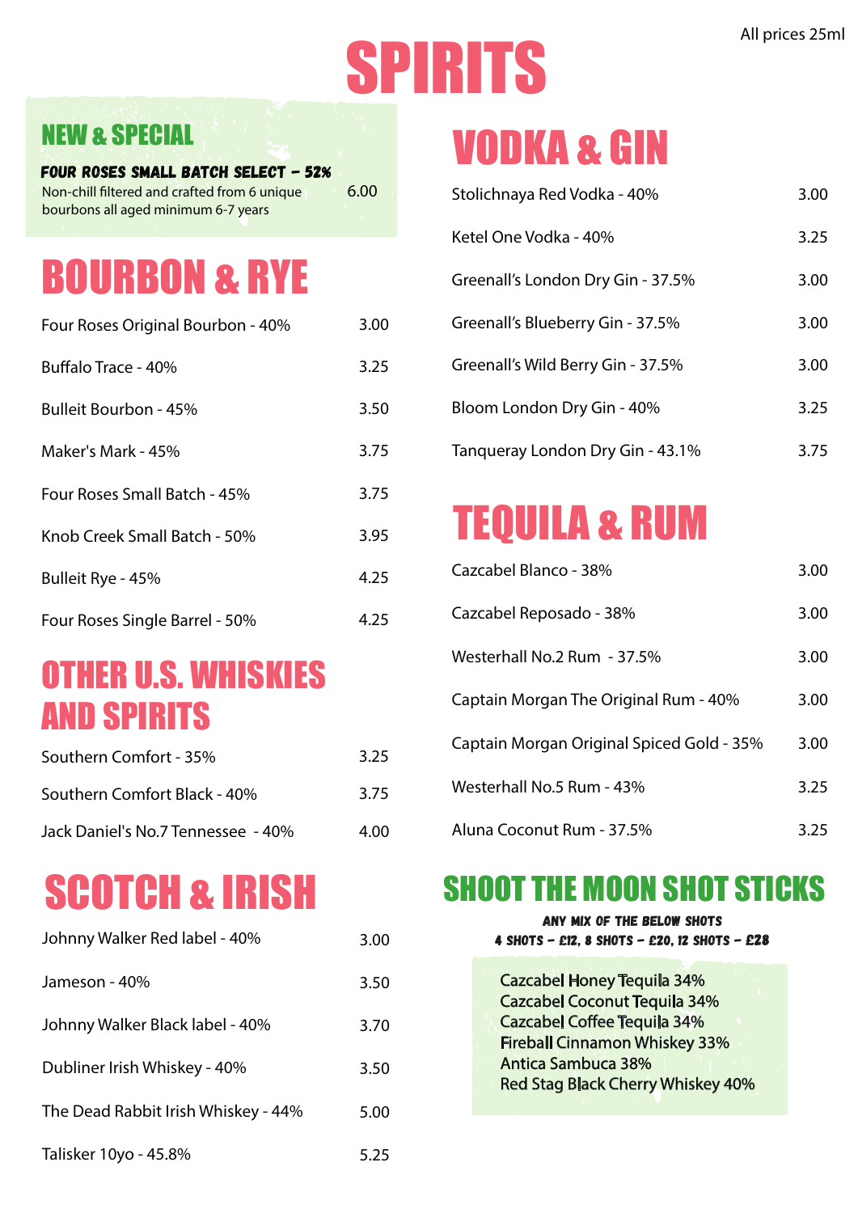# SPIRITS

All prices 25ml

## NEW & SPECIAL

**FOUR ROSES SMALL BATCH SELECT - 52%**
Non-chill filtered and crafted from 6 unique bourbons all aged minimum 6-7 years — 6.00

## BOURBON & RYE

| Item | Price |
|---|---|
| Four Roses Original Bourbon - 40% | 3.00 |
| Buffalo Trace - 40% | 3.25 |
| Bulleit Bourbon - 45% | 3.50 |
| Maker's Mark - 45% | 3.75 |
| Four Roses Small Batch - 45% | 3.75 |
| Knob Creek Small Batch - 50% | 3.95 |
| Bulleit Rye - 45% | 4.25 |
| Four Roses Single Barrel - 50% | 4.25 |

## OTHER U.S. WHISKIES AND SPIRITS

| Item | Price |
|---|---|
| Southern Comfort - 35% | 3.25 |
| Southern Comfort Black - 40% | 3.75 |
| Jack Daniel's No.7 Tennessee - 40% | 4.00 |

## SCOTCH & IRISH

| Item | Price |
|---|---|
| Johnny Walker Red label - 40% | 3.00 |
| Jameson - 40% | 3.50 |
| Johnny Walker Black label - 40% | 3.70 |
| Dubliner Irish Whiskey - 40% | 3.50 |
| The Dead Rabbit Irish Whiskey - 44% | 5.00 |
| Talisker 10yo - 45.8% | 5.25 |

## VODKA & GIN

| Item | Price |
|---|---|
| Stolichnaya Red Vodka - 40% | 3.00 |
| Ketel One Vodka - 40% | 3.25 |
| Greenall's London Dry Gin - 37.5% | 3.00 |
| Greenall's Blueberry Gin - 37.5% | 3.00 |
| Greenall's Wild Berry Gin - 37.5% | 3.00 |
| Bloom London Dry Gin - 40% | 3.25 |
| Tanqueray London Dry Gin - 43.1% | 3.75 |

## TEQUILA & RUM

| Item | Price |
|---|---|
| Cazcabel Blanco - 38% | 3.00 |
| Cazcabel Reposado - 38% | 3.00 |
| Westerhall No.2 Rum - 37.5% | 3.00 |
| Captain Morgan The Original Rum - 40% | 3.00 |
| Captain Morgan Original Spiced Gold - 35% | 3.00 |
| Westerhall No.5 Rum - 43% | 3.25 |
| Aluna Coconut Rum - 37.5% | 3.25 |

## SHOOT THE MOON SHOT STICKS

**ANY MIX OF THE BELOW SHOTS**
**4 SHOTS - £12, 8 SHOTS - £20, 12 SHOTS - £28**

- Cazcabel Honey Tequila 34%
- Cazcabel Coconut Tequila 34%
- Cazcabel Coffee Tequila 34%
- Fireball Cinnamon Whiskey 33%
- Antica Sambuca 38%
- Red Stag Black Cherry Whiskey 40%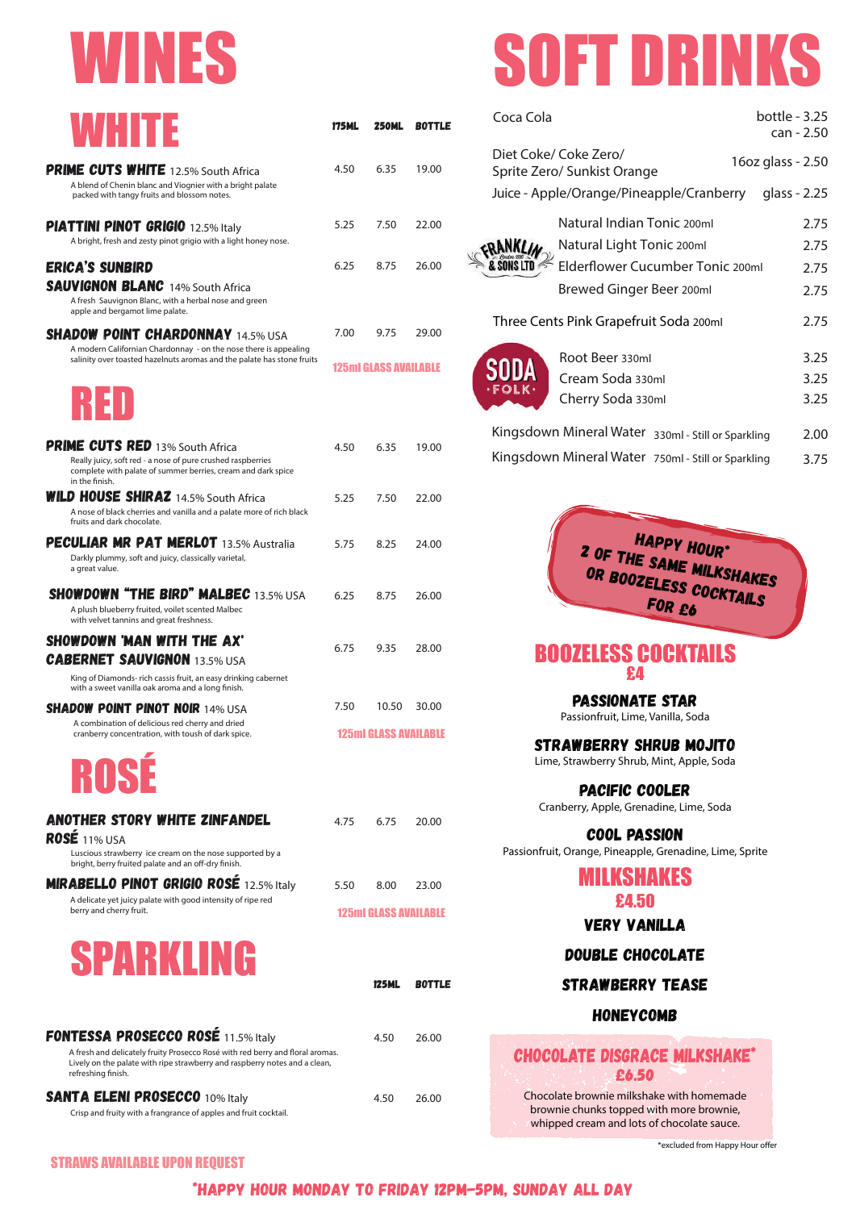# WINES

## WHITE

| | 175ML | 250ML | BOTTLE |
|---|---|---|---|
| **PRIME CUTS WHITE** 12.5% South Africa<br>A blend of Chenin blanc and Viognier with a bright palate packed with tangy fruits and blossom notes. | 4.50 | 6.35 | 19.00 |
| **PIATTINI PINOT GRIGIO** 12.5% Italy<br>A bright, fresh and zesty pinot grigio with a light honey nose. | 5.25 | 7.50 | 22.00 |
| **ERICA'S SUNBIRD SAUVIGNON BLANC** 14% South Africa<br>A fresh Sauvignon Blanc, with a herbal nose and green apple and bergamot lime palate. | 6.25 | 8.75 | 26.00 |
| **SHADOW POINT CHARDONNAY** 14.5% USA<br>A modern Californian Chardonnay - on the nose there is appealing salinity over toasted hazelnuts aromas and the palate has stone fruits | 7.00 | 9.75 | 29.00 |

125ml GLASS AVAILABLE

## RED

| | 175ML | 250ML | BOTTLE |
|---|---|---|---|
| **PRIME CUTS RED** 13% South Africa<br>Really juicy, soft red - a nose of pure crushed raspberries complete with palate of summer berries, cream and dark spice in the finish. | 4.50 | 6.35 | 19.00 |
| **WILD HOUSE SHIRAZ** 14.5% South Africa<br>A nose of black cherries and vanilla and a palate more of rich black fruits and dark chocolate. | 5.25 | 7.50 | 22.00 |
| **PECULIAR MR PAT MERLOT** 13.5% Australia<br>Darkly plummy, soft and juicy, classically varietal, a great value. | 5.75 | 8.25 | 24.00 |
| **SHOWDOWN "THE BIRD" MALBEC** 13.5% USA<br>A plush blueberry fruited, voilet scented Malbec with velvet tannins and great freshness. | 6.25 | 8.75 | 26.00 |
| **SHOWDOWN 'MAN WITH THE AX' CABERNET SAUVIGNON** 13.5% USA<br>King of Diamonds- rich cassis fruit, an easy drinking cabernet with a sweet vanilla oak aroma and a long finish. | 6.75 | 9.35 | 28.00 |
| **SHADOW POINT PINOT NOIR** 14% USA<br>A combination of delicious red cherry and dried cranberry concentration, with toush of dark spice. | 7.50 | 10.50 | 30.00 |

125ml GLASS AVAILABLE

## ROSÉ

| | 175ML | 250ML | BOTTLE |
|---|---|---|---|
| **ANOTHER STORY WHITE ZINFANDEL ROSÉ** 11% USA<br>Luscious strawberry ice cream on the nose supported by a bright, berry fruited palate and an off-dry finish. | 4.75 | 6.75 | 20.00 |
| **MIRABELLO PINOT GRIGIO ROSÉ** 12.5% Italy<br>A delicate yet juicy palate with good intensity of ripe red berry and cherry fruit. | 5.50 | 8.00 | 23.00 |

125ml GLASS AVAILABLE

## SPARKLING

| | 125ML | BOTTLE |
|---|---|---|
| **FONTESSA PROSECCO ROSÉ** 11.5% Italy<br>A fresh and delicately fruity Prosecco Rosé with red berry and floral aromas. Lively on the palate with ripe strawberry and raspberry notes and a clean, refreshing finish. | 4.50 | 26.00 |
| **SANTA ELENI PROSECCO** 10% Italy<br>Crisp and fruity with a frangrance of apples and fruit cocktail. | 4.50 | 26.00 |

STRAWS AVAILABLE UPON REQUEST

# SOFT DRINKS

| | |
|---|---|
| Coca Cola | bottle - 3.25<br>can - 2.50 |
| Diet Coke/ Coke Zero/ Sprite Zero/ Sunkist Orange | 16oz glass - 2.50 |
| Juice - Apple/Orange/Pineapple/Cranberry | glass - 2.25 |

**FRANKLIN & SONS LTD**

| | |
|---|---|
| Natural Indian Tonic 200ml | 2.75 |
| Natural Light Tonic 200ml | 2.75 |
| Elderflower Cucumber Tonic 200ml | 2.75 |
| Brewed Ginger Beer 200ml | 2.75 |
| Three Cents Pink Grapefruit Soda 200ml | 2.75 |

**SODA FOLK**

| | |
|---|---|
| Root Beer 330ml | 3.25 |
| Cream Soda 330ml | 3.25 |
| Cherry Soda 330ml | 3.25 |
| Kingsdown Mineral Water 330ml - Still or Sparkling | 2.00 |
| Kingsdown Mineral Water 750ml - Still or Sparkling | 3.75 |

**HAPPY HOUR* 2 OF THE SAME MILKSHAKES OR BOOZELESS COCKTAILS FOR £6**

## BOOZELESS COCKTAILS
### £4

**PASSIONATE STAR**
Passionfruit, Lime, Vanilla, Soda

**STRAWBERRY SHRUB MOJITO**
Lime, Strawberry Shrub, Mint, Apple, Soda

**PACIFIC COOLER**
Cranberry, Apple, Grenadine, Lime, Soda

**COOL PASSION**
Passionfruit, Orange, Pineapple, Grenadine, Lime, Sprite

## MILKSHAKES
### £4.50

**VERY VANILLA**

**DOUBLE CHOCOLATE**

**STRAWBERRY TEASE**

**HONEYCOMB**

### CHOCOLATE DISGRACE MILKSHAKE*
### £6.50

Chocolate brownie milkshake with homemade brownie chunks topped with more brownie, whipped cream and lots of chocolate sauce.

*excluded from Happy Hour offer

*HAPPY HOUR MONDAY TO FRIDAY 12PM-5PM, SUNDAY ALL DAY